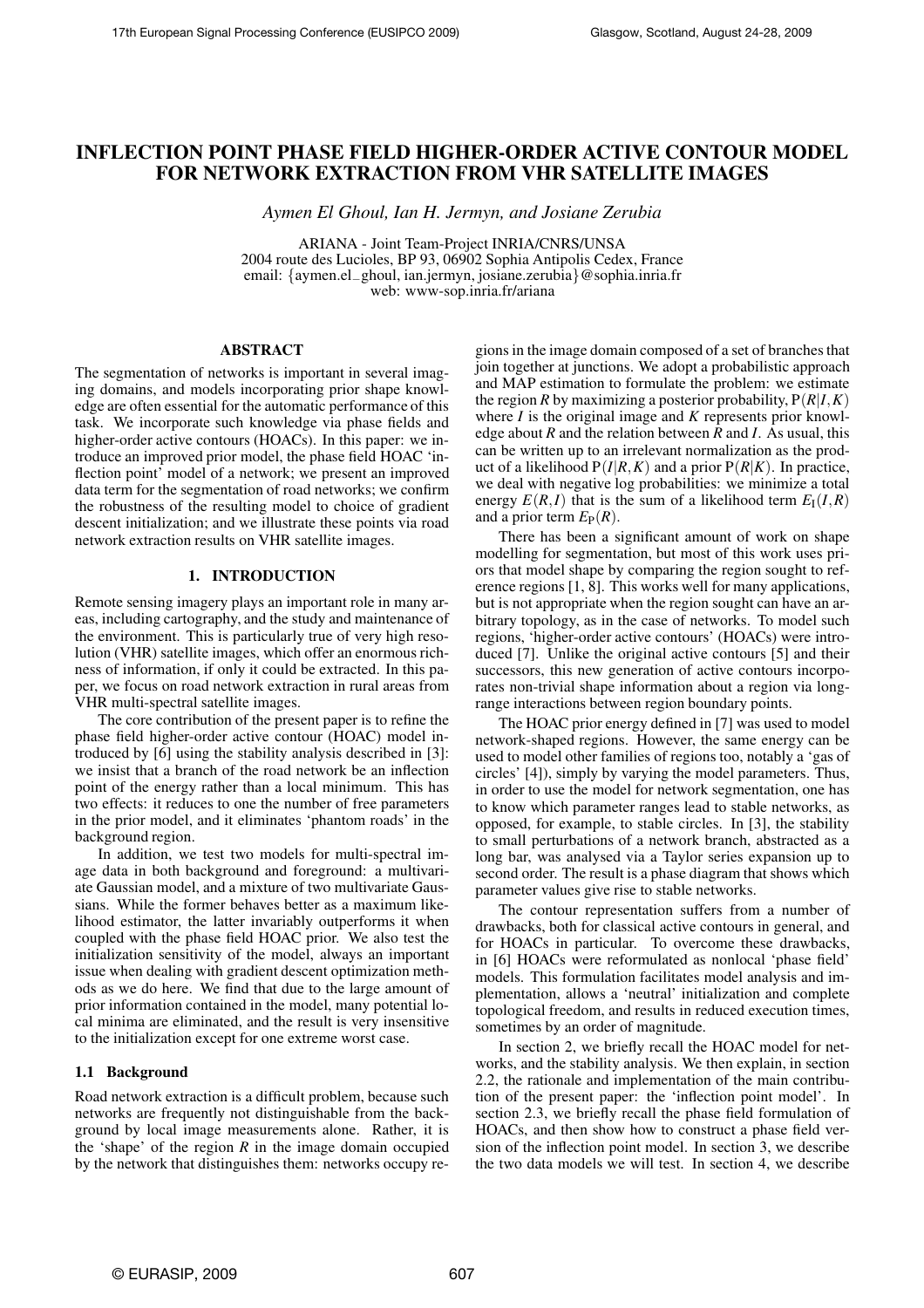# INFLECTION POINT PHASE FIELD HIGHER-ORDER ACTIVE CONTOUR MODEL FOR NETWORK EXTRACTION FROM VHR SATELLITE IMAGES

*Aymen El Ghoul, Ian H. Jermyn, and Josiane Zerubia*

ARIANA - Joint Team-Project INRIA/CNRS/UNSA
2004 route des Lucioles, BP 93, 06902 Sophia Antipolis Cedex, France
email: {aymen.el_ghoul, ian.jermyn, josiane.zerubia}@sophia.inria.fr
web: www-sop.inria.fr/ariana

## ABSTRACT

The segmentation of networks is important in several imaging domains, and models incorporating prior shape knowledge are often essential for the automatic performance of this task. We incorporate such knowledge via phase fields and higher-order active contours (HOACs). In this paper: we introduce an improved prior model, the phase field HOAC 'inflection point' model of a network; we present an improved data term for the segmentation of road networks; we confirm the robustness of the resulting model to choice of gradient descent initialization; and we illustrate these points via road network extraction results on VHR satellite images.

## 1. INTRODUCTION

Remote sensing imagery plays an important role in many areas, including cartography, and the study and maintenance of the environment. This is particularly true of very high resolution (VHR) satellite images, which offer an enormous richness of information, if only it could be extracted. In this paper, we focus on road network extraction in rural areas from VHR multi-spectral satellite images.

The core contribution of the present paper is to refine the phase field higher-order active contour (HOAC) model introduced by [6] using the stability analysis described in [3]: we insist that a branch of the road network be an inflection point of the energy rather than a local minimum. This has two effects: it reduces to one the number of free parameters in the prior model, and it eliminates 'phantom roads' in the background region.

In addition, we test two models for multi-spectral image data in both background and foreground: a multivariate Gaussian model, and a mixture of two multivariate Gaussians. While the former behaves better as a maximum likelihood estimator, the latter invariably outperforms it when coupled with the phase field HOAC prior. We also test the initialization sensitivity of the model, always an important issue when dealing with gradient descent optimization methods as we do here. We find that due to the large amount of prior information contained in the model, many potential local minima are eliminated, and the result is very insensitive to the initialization except for one extreme worst case.

### 1.1 Background

Road network extraction is a difficult problem, because such networks are frequently not distinguishable from the background by local image measurements alone. Rather, it is the 'shape' of the region $R$ in the image domain occupied by the network that distinguishes them: networks occupy regions in the image domain composed of a set of branches that join together at junctions. We adopt a probabilistic approach and MAP estimation to formulate the problem: we estimate the region $R$ by maximizing a posterior probability, $\mathrm{P}(R|I,K)$ where $I$ is the original image and $K$ represents prior knowledge about $R$ and the relation between $R$ and $I$. As usual, this can be written up to an irrelevant normalization as the product of a likelihood $\mathrm{P}(I|R,K)$ and a prior $\mathrm{P}(R|K)$. In practice, we deal with negative log probabilities: we minimize a total energy $E(R,I)$ that is the sum of a likelihood term $E_{\mathrm{I}}(I,R)$ and a prior term $E_{\mathrm{P}}(R)$.

There has been a significant amount of work on shape modelling for segmentation, but most of this work uses priors that model shape by comparing the region sought to reference regions [1, 8]. This works well for many applications, but is not appropriate when the region sought can have an arbitrary topology, as in the case of networks. To model such regions, 'higher-order active contours' (HOACs) were introduced [7]. Unlike the original active contours [5] and their successors, this new generation of active contours incorporates non-trivial shape information about a region via long-range interactions between region boundary points.

The HOAC prior energy defined in [7] was used to model network-shaped regions. However, the same energy can be used to model other families of regions too, notably a 'gas of circles' [4]), simply by varying the model parameters. Thus, in order to use the model for network segmentation, one has to know which parameter ranges lead to stable networks, as opposed, for example, to stable circles. In [3], the stability to small perturbations of a network branch, abstracted as a long bar, was analysed via a Taylor series expansion up to second order. The result is a phase diagram that shows which parameter values give rise to stable networks.

The contour representation suffers from a number of drawbacks, both for classical active contours in general, and for HOACs in particular. To overcome these drawbacks, in [6] HOACs were reformulated as nonlocal 'phase field' models. This formulation facilitates model analysis and implementation, allows a 'neutral' initialization and complete topological freedom, and results in reduced execution times, sometimes by an order of magnitude.

In section 2, we briefly recall the HOAC model for networks, and the stability analysis. We then explain, in section 2.2, the rationale and implementation of the main contribution of the present paper: the 'inflection point model'. In section 2.3, we briefly recall the phase field formulation of HOACs, and then show how to construct a phase field version of the inflection point model. In section 3, we describe the two data models we will test. In section 4, we describe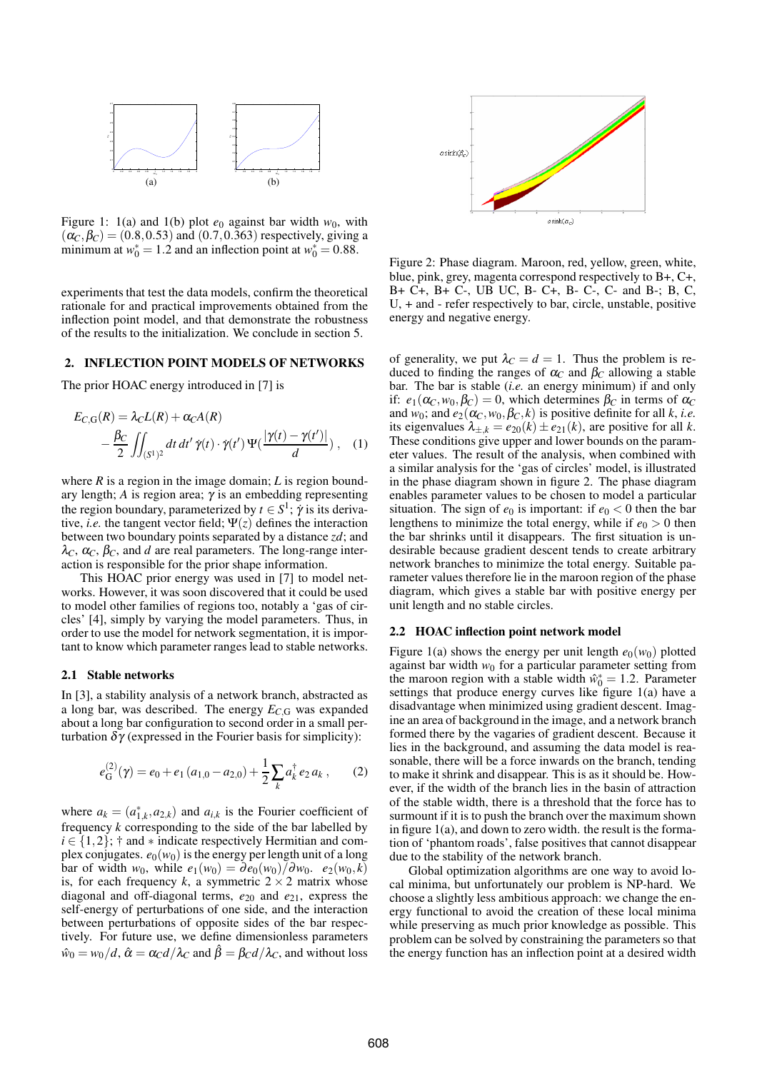(a) (b)

Figure 1: 1(a) and 1(b) plot $e_0$ against bar width $w_0$, with $(\alpha_C, \beta_C) = (0.8, 0.53)$ and $(0.7, 0.363)$ respectively, giving a minimum at $w_0^* = 1.2$ and an inflection point at $w_0^* = 0.88$.

experiments that test the data models, confirm the theoretical rationale for and practical improvements obtained from the inflection point model, and that demonstrate the robustness of the results to the initialization. We conclude in section 5.

## 2. INFLECTION POINT MODELS OF NETWORKS

The prior HOAC energy introduced in [7] is

$$E_{C,G}(R) = \lambda_C L(R) + \alpha_C A(R) - \frac{\beta_C}{2} \iint_{(S^1)^2} dt\, dt'\, \dot{\gamma}(t) \cdot \dot{\gamma}(t')\, \Psi\left(\frac{|\gamma(t) - \gamma(t')|}{d}\right), \quad (1)$$

where $R$ is a region in the image domain; $L$ is region boundary length; $A$ is region area; $\gamma$ is an embedding representing the region boundary, parameterized by $t \in S^1$; $\dot{\gamma}$ is its derivative, *i.e.* the tangent vector field; $\Psi(z)$ defines the interaction between two boundary points separated by a distance $zd$; and $\lambda_C$, $\alpha_C$, $\beta_C$, and $d$ are real parameters. The long-range interaction is responsible for the prior shape information.

This HOAC prior energy was used in [7] to model networks. However, it was soon discovered that it could be used to model other families of regions too, notably a 'gas of circles' [4], simply by varying the model parameters. Thus, in order to use the model for network segmentation, it is important to know which parameter ranges lead to stable networks.

### 2.1 Stable networks

In [3], a stability analysis of a network branch, abstracted as a long bar, was described. The energy $E_{C,G}$ was expanded about a long bar configuration to second order in a small perturbation $\delta\gamma$ (expressed in the Fourier basis for simplicity):

$$e_G^{(2)}(\gamma) = e_0 + e_1\,(a_{1,0} - a_{2,0}) + \frac{1}{2}\sum_k a_k^\dagger\, e_2\, a_k\,, \quad (2)$$

where $a_k = (a_{1,k}^*, a_{2,k})$ and $a_{i,k}$ is the Fourier coefficient of frequency $k$ corresponding to the side of the bar labelled by $i \in \{1,2\}$; $\dagger$ and $*$ indicate respectively Hermitian and complex conjugates. $e_0(w_0)$ is the energy per length unit of a long bar of width $w_0$, while $e_1(w_0) = \partial e_0(w_0)/\partial w_0$. $e_2(w_0, k)$ is, for each frequency $k$, a symmetric $2 \times 2$ matrix whose diagonal and off-diagonal terms, $e_{20}$ and $e_{21}$, express the self-energy of perturbations of one side, and the interaction between perturbations of opposite sides of the bar respectively. For future use, we define dimensionless parameters $\hat{w}_0 = w_0/d$, $\hat{\alpha} = \alpha_C d/\lambda_C$ and $\hat{\beta} = \beta_C d/\lambda_C$, and without loss of generality, we put $\lambda_C = d = 1$. Thus the problem is reduced to finding the ranges of $\alpha_C$ and $\beta_C$ allowing a stable bar. The bar is stable (*i.e.* an energy minimum) if and only if: $e_1(\alpha_C, w_0, \beta_C) = 0$, which determines $\beta_C$ in terms of $\alpha_C$ and $w_0$; and $e_2(\alpha_C, w_0, \beta_C, k)$ is positive definite for all $k$, *i.e.* its eigenvalues $\lambda_{\pm,k} = e_{20}(k) \pm e_{21}(k)$, are positive for all $k$. These conditions give upper and lower bounds on the parameter values. The result of the analysis, when combined with a similar analysis for the 'gas of circles' model, is illustrated in the phase diagram shown in figure 2. The phase diagram enables parameter values to be chosen to model a particular situation. The sign of $e_0$ is important: if $e_0 < 0$ then the bar lengthens to minimize the total energy, while if $e_0 > 0$ then the bar shrinks until it disappears. The first situation is undesirable because gradient descent tends to create arbitrary network branches to minimize the total energy. Suitable parameter values therefore lie in the maroon region of the phase diagram, which gives a stable bar with positive energy per unit length and no stable circles.

asinh($\beta_C$)

asinh($\alpha_C$)

Figure 2: Phase diagram. Maroon, red, yellow, green, white, blue, pink, grey, magenta correspond respectively to B+, C+, B+ C+, B+ C-, UB UC, B- C+, B- C-, C- and B-; B, C, U, + and - refer respectively to bar, circle, unstable, positive energy and negative energy.

### 2.2 HOAC inflection point network model

Figure 1(a) shows the energy per unit length $e_0(w_0)$ plotted against bar width $w_0$ for a particular parameter setting from the maroon region with a stable width $\hat{w}_0^* = 1.2$. Parameter settings that produce energy curves like figure 1(a) have a disadvantage when minimized using gradient descent. Imagine an area of background in the image, and a network branch formed there by the vagaries of gradient descent. Because it lies in the background, and assuming the data model is reasonable, there will be a force inwards on the branch, tending to make it shrink and disappear. This is as it should be. However, if the width of the branch lies in the basin of attraction of the stable width, there is a threshold that the force has to surmount if it is to push the branch over the maximum shown in figure 1(a), and down to zero width. the result is the formation of 'phantom roads', false positives that cannot disappear due to the stability of the network branch.

Global optimization algorithms are one way to avoid local minima, but unfortunately our problem is NP-hard. We choose a slightly less ambitious approach: we change the energy functional to avoid the creation of these local minima while preserving as much prior knowledge as possible. This problem can be solved by constraining the parameters so that the energy function has an inflection point at a desired width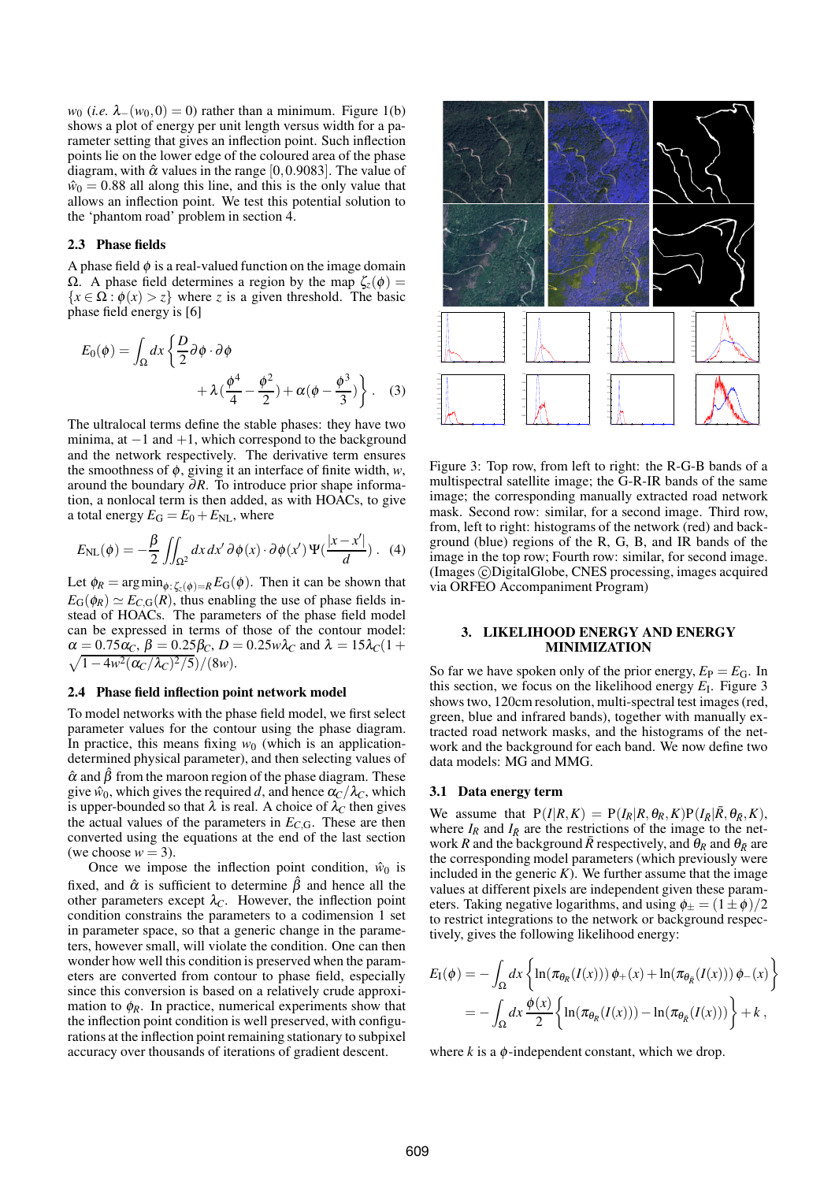$w_0$ (*i.e.* $\lambda_-(w_0, 0) = 0$) rather than a minimum. Figure 1(b) shows a plot of energy per unit length versus width for a parameter setting that gives an inflection point. Such inflection points lie on the lower edge of the coloured area of the phase diagram, with $\hat{\alpha}$ values in the range $[0, 0.9083]$. The value of $\hat{w}_0 = 0.88$ all along this line, and this is the only value that allows an inflection point. We test this potential solution to the 'phantom road' problem in section 4.

### 2.3 Phase fields

A phase field $\phi$ is a real-valued function on the image domain $\Omega$. A phase field determines a region by the map $\zeta_z(\phi) = \{x \in \Omega : \phi(x) > z\}$ where $z$ is a given threshold. The basic phase field energy is [6]

$$E_0(\phi) = \int_\Omega dx \left\{ \frac{D}{2} \partial\phi \cdot \partial\phi + \lambda\left(\frac{\phi^4}{4} - \frac{\phi^2}{2}\right) + \alpha\left(\phi - \frac{\phi^3}{3}\right) \right\} . \quad (3)$$

The ultralocal terms define the stable phases: they have two minima, at $-1$ and $+1$, which correspond to the background and the network respectively. The derivative term ensures the smoothness of $\phi$, giving it an interface of finite width, $w$, around the boundary $\partial R$. To introduce prior shape information, a nonlocal term is then added, as with HOACs, to give a total energy $E_{\mathrm{G}} = E_0 + E_{\mathrm{NL}}$, where

$$E_{\mathrm{NL}}(\phi) = -\frac{\beta}{2} \iint_{\Omega^2} dx\, dx'\, \partial\phi(x) \cdot \partial\phi(x')\, \Psi\left(\frac{|x - x'|}{d}\right) . \quad (4)$$

Let $\phi_R = \arg\min_{\phi: \zeta_z(\phi) = R} E_{\mathrm{G}}(\phi)$. Then it can be shown that $E_{\mathrm{G}}(\phi_R) \simeq E_{C,\mathrm{G}}(R)$, thus enabling the use of phase fields instead of HOACs. The parameters of the phase field model can be expressed in terms of those of the contour model: $\alpha = 0.75\alpha_C$, $\beta = 0.25\beta_C$, $D = 0.25 w \lambda_C$ and $\lambda = 15\lambda_C(1 + \sqrt{1 - 4w^2(\alpha_C/\lambda_C)^2/5})/(8w)$.

### 2.4 Phase field inflection point network model

To model networks with the phase field model, we first select parameter values for the contour using the phase diagram. In practice, this means fixing $w_0$ (which is an application-determined physical parameter), and then selecting values of $\hat{\alpha}$ and $\hat{\beta}$ from the maroon region of the phase diagram. These give $\hat{w}_0$, which gives the required $d$, and hence $\alpha_C/\lambda_C$, which is upper-bounded so that $\lambda$ is real. A choice of $\lambda_C$ then gives the actual values of the parameters in $E_{C,\mathrm{G}}$. These are then converted using the equations at the end of the last section (we choose $w = 3$).

Once we impose the inflection point condition, $\hat{w}_0$ is fixed, and $\hat{\alpha}$ is sufficient to determine $\hat{\beta}$ and hence all the other parameters except $\lambda_C$. However, the inflection point condition constrains the parameters to a codimension 1 set in parameter space, so that a generic change in the parameters, however small, will violate the condition. One can then wonder how well this condition is preserved when the parameters are converted from contour to phase field, especially since this conversion is based on a relatively crude approximation to $\phi_R$. In practice, numerical experiments show that the inflection point condition is well preserved, with configurations at the inflection point remaining stationary to subpixel accuracy over thousands of iterations of gradient descent.

Figure 3: Top row, from left to right: the R-G-B bands of a multispectral satellite image; the G-R-IR bands of the same image; the corresponding manually extracted road network mask. Second row: similar, for a second image. Third row, from, left to right: histograms of the network (red) and background (blue) regions of the R, G, B, and IR bands of the image in the top row; Fourth row: similar, for second image. (Images ©DigitalGlobe, CNES processing, images acquired via ORFEO Accompaniment Program)

## 3. LIKELIHOOD ENERGY AND ENERGY MINIMIZATION

So far we have spoken only of the prior energy, $E_{\mathrm{P}} = E_{\mathrm{G}}$. In this section, we focus on the likelihood energy $E_{\mathrm{I}}$. Figure 3 shows two, 120cm resolution, multi-spectral test images (red, green, blue and infrared bands), together with manually extracted road network masks, and the histograms of the network and the background for each band. We now define two data models: MG and MMG.

### 3.1 Data energy term

We assume that $\mathrm{P}(I|R, K) = \mathrm{P}(I_R|R, \theta_R, K)\mathrm{P}(I_{\bar{R}}|\bar{R}, \theta_{\bar{R}}, K)$, where $I_R$ and $I_{\bar{R}}$ are the restrictions of the image to the network $R$ and the background $\bar{R}$ respectively, and $\theta_R$ and $\theta_{\bar{R}}$ are the corresponding model parameters (which previously were included in the generic $K$). We further assume that the image values at different pixels are independent given these parameters. Taking negative logarithms, and using $\phi_\pm = (1 \pm \phi)/2$ to restrict integrations to the network or background respectively, gives the following likelihood energy:

$$\begin{aligned} E_{\mathrm{I}}(\phi) &= -\int_\Omega dx \left\{ \ln(\pi_{\theta_R}(I(x)))\, \phi_+(x) + \ln(\pi_{\theta_{\bar{R}}}(I(x)))\, \phi_-(x) \right\} \\ &= -\int_\Omega dx\, \frac{\phi(x)}{2} \left\{ \ln(\pi_{\theta_R}(I(x))) - \ln(\pi_{\theta_{\bar{R}}}(I(x))) \right\} + k , \end{aligned}$$

where $k$ is a $\phi$-independent constant, which we drop.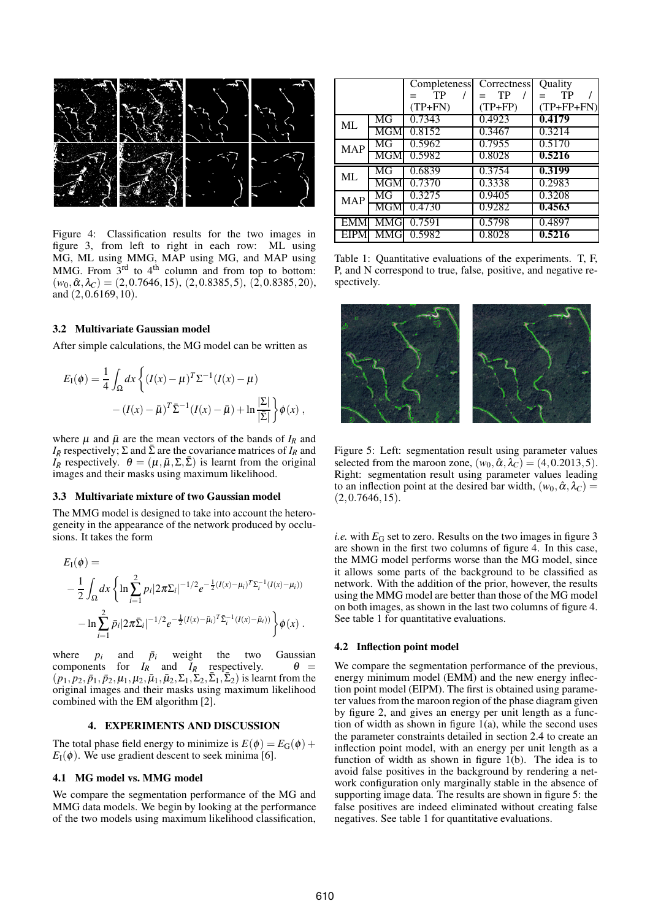Figure 4: Classification results for the two images in figure 3, from left to right in each row: ML using MG, ML using MMG, MAP using MG, and MAP using MMG. From 3rd to 4th column and from top to bottom: $(w_0, \hat{\alpha}, \lambda_C) = (2, 0.7646, 15)$, $(2, 0.8385, 5)$, $(2, 0.8385, 20)$, and $(2, 0.6169, 10)$.

### 3.2 Multivariate Gaussian model

After simple calculations, the MG model can be written as

$$E_{\mathrm{I}}(\phi) = \frac{1}{4}\int_{\Omega} dx \left\{ (I(x)-\mu)^T \Sigma^{-1} (I(x)-\mu) - (I(x)-\bar{\mu})^T \bar{\Sigma}^{-1} (I(x)-\bar{\mu}) + \ln\frac{|\Sigma|}{|\bar{\Sigma}|} \right\} \phi(x) \,,$$

where $\mu$ and $\bar{\mu}$ are the mean vectors of the bands of $I_R$ and $I_{\bar{R}}$ respectively; $\Sigma$ and $\bar{\Sigma}$ are the covariance matrices of $I_R$ and $I_{\bar{R}}$ respectively. $\theta = (\mu, \bar{\mu}, \Sigma, \bar{\Sigma})$ is learnt from the original images and their masks using maximum likelihood.

### 3.3 Multivariate mixture of two Gaussian model

The MMG model is designed to take into account the heterogeneity in the appearance of the network produced by occlusions. It takes the form

$$E_{\mathrm{I}}(\phi) = -\frac{1}{2}\int_{\Omega} dx \left\{ \ln \sum_{i=1}^{2} p_i |2\pi\Sigma_i|^{-1/2} e^{-\frac{1}{2}(I(x)-\mu_i)^T \Sigma_i^{-1} (I(x)-\mu_i))} - \ln \sum_{i=1}^{2} \bar{p}_i |2\pi\bar{\Sigma}_i|^{-1/2} e^{-\frac{1}{2}(I(x)-\bar{\mu}_i)^T \bar{\Sigma}_i^{-1} (I(x)-\bar{\mu}_i))} \right\} \phi(x) \,.$$

where $p_i$ and $\bar{p}_i$ weight the two Gaussian components for $I_R$ and $I_{\bar{R}}$ respectively. $\theta = (p_1, p_2, \bar{p}_1, \bar{p}_2, \mu_1, \mu_2, \bar{\mu}_1, \bar{\mu}_2, \Sigma_1, \Sigma_2, \bar{\Sigma}_1, \bar{\Sigma}_2)$ is learnt from the original images and their masks using maximum likelihood combined with the EM algorithm [2].

## 4. EXPERIMENTS AND DISCUSSION

The total phase field energy to minimize is $E(\phi) = E_{\mathrm{G}}(\phi) + E_{\mathrm{I}}(\phi)$. We use gradient descent to seek minima [6].

### 4.1 MG model vs. MMG model

We compare the segmentation performance of the MG and MMG data models. We begin by looking at the performance of the two models using maximum likelihood classification, *i.e.* with $E_{\mathrm{G}}$ set to zero. Results on the two images in figure 3 are shown in the first two columns of figure 4. In this case, the MMG model performs worse than the MG model, since it allows some parts of the background to be classified as network. With the addition of the prior, however, the results using the MMG model are better than those of the MG model on both images, as shown in the last two columns of figure 4. See table 1 for quantitative evaluations.

| | | Completeness = TP / (TP+FN) | Correctness = TP / (TP+FP) | Quality = TP / (TP+FP+FN) |
|---|---|---|---|---|
| ML | MG | 0.7343 | 0.4923 | **0.4179** |
| | MGM | 0.8152 | 0.3467 | 0.3214 |
| MAP | MG | 0.5962 | 0.7955 | 0.5170 |
| | MGM | 0.5982 | 0.8028 | **0.5216** |
| ML | MG | 0.6839 | 0.3754 | **0.3199** |
| | MGM | 0.7370 | 0.3338 | 0.2983 |
| MAP | MG | 0.3275 | 0.9405 | 0.3208 |
| | MGM | 0.4730 | 0.9282 | **0.4563** |
| EMM | MMG | 0.7591 | 0.5798 | 0.4897 |
| EIPM | MMG | 0.5982 | 0.8028 | **0.5216** |

Table 1: Quantitative evaluations of the experiments. T, F, P, and N correspond to true, false, positive, and negative respectively.

Figure 5: Left: segmentation result using parameter values selected from the maroon zone, $(w_0, \hat{\alpha}, \lambda_C) = (4, 0.2013, 5)$. Right: segmentation result using parameter values leading to an inflection point at the desired bar width, $(w_0, \hat{\alpha}, \lambda_C) = (2, 0.7646, 15)$.

### 4.2 Inflection point model

We compare the segmentation performance of the previous, energy minimum model (EMM) and the new energy inflection point model (EIPM). The first is obtained using parameter values from the maroon region of the phase diagram given by figure 2, and gives an energy per unit length as a function of width as shown in figure 1(a), while the second uses the parameter constraints detailed in section 2.4 to create an inflection point model, with an energy per unit length as a function of width as shown in figure 1(b). The idea is to avoid false positives in the background by rendering a network configuration only marginally stable in the absence of supporting image data. The results are shown in figure 5: the false positives are indeed eliminated without creating false negatives. See table 1 for quantitative evaluations.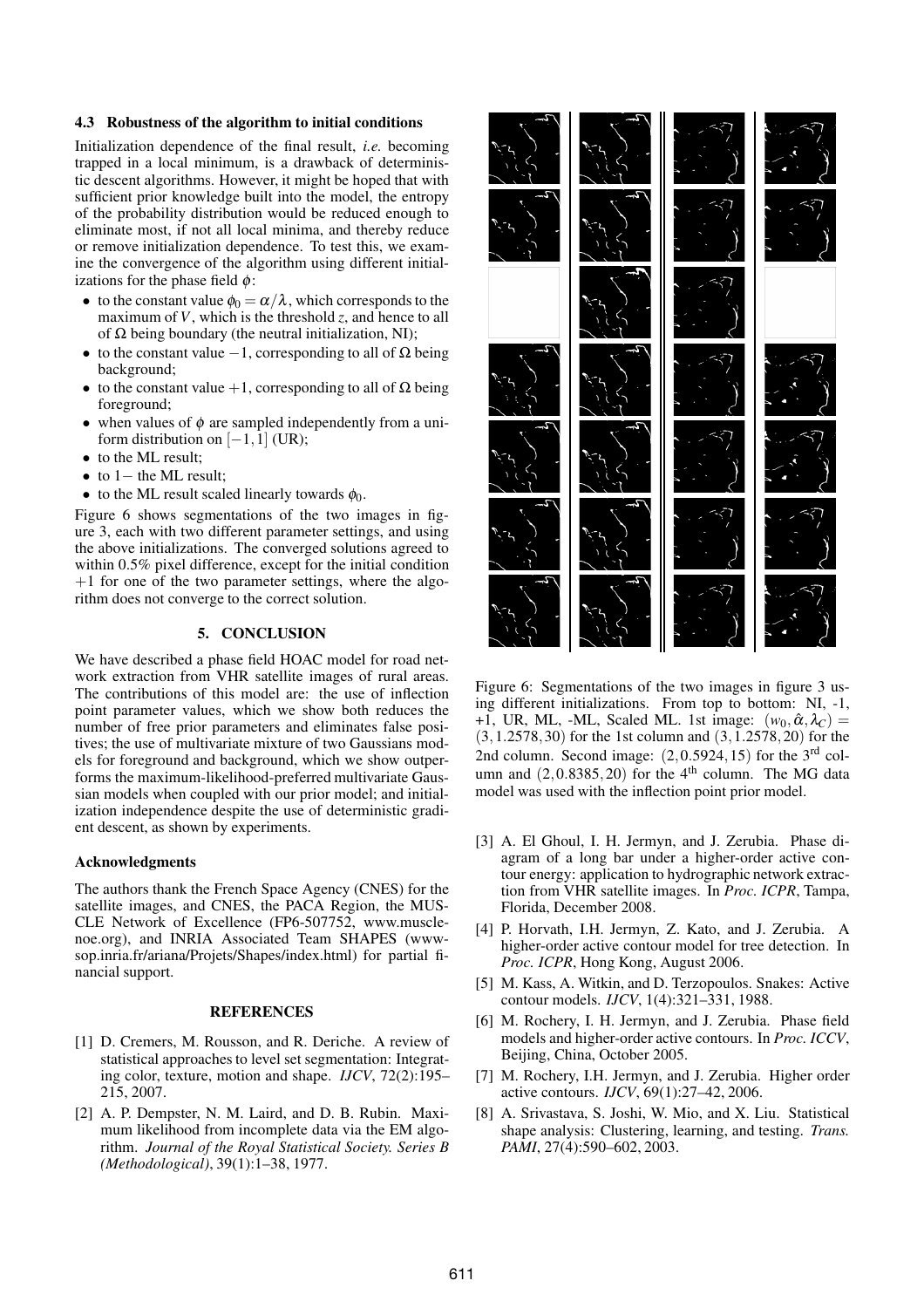### 4.3 Robustness of the algorithm to initial conditions

Initialization dependence of the final result, *i.e.* becoming trapped in a local minimum, is a drawback of deterministic descent algorithms. However, it might be hoped that with sufficient prior knowledge built into the model, the entropy of the probability distribution would be reduced enough to eliminate most, if not all local minima, and thereby reduce or remove initialization dependence. To test this, we examine the convergence of the algorithm using different initializations for the phase field $\phi$:

- to the constant value $\phi_0 = \alpha/\lambda$, which corresponds to the maximum of $V$, which is the threshold $z$, and hence to all of $\Omega$ being boundary (the neutral initialization, NI);
- to the constant value $-1$, corresponding to all of $\Omega$ being background;
- to the constant value $+1$, corresponding to all of $\Omega$ being foreground;
- when values of $\phi$ are sampled independently from a uniform distribution on $[-1,1]$ (UR);
- to the ML result;
- to $1-$ the ML result;
- to the ML result scaled linearly towards $\phi_0$.

Figure 6 shows segmentations of the two images in figure 3, each with two different parameter settings, and using the above initializations. The converged solutions agreed to within 0.5% pixel difference, except for the initial condition $+1$ for one of the two parameter settings, where the algorithm does not converge to the correct solution.

Figure 6: Segmentations of the two images in figure 3 using different initializations. From top to bottom: NI, -1, +1, UR, ML, -ML, Scaled ML. 1st image: $(w_0, \hat{\alpha}, \lambda_C) = (3, 1.2578, 30)$ for the 1st column and $(3, 1.2578, 20)$ for the 2nd column. Second image: $(2, 0.5924, 15)$ for the 3rd column and $(2, 0.8385, 20)$ for the 4th column. The MG data model was used with the inflection point prior model.

## 5. CONCLUSION

We have described a phase field HOAC model for road network extraction from VHR satellite images of rural areas. The contributions of this model are: the use of inflection point parameter values, which we show both reduces the number of free prior parameters and eliminates false positives; the use of multivariate mixture of two Gaussians models for foreground and background, which we show outperforms the maximum-likelihood-preferred multivariate Gaussian models when coupled with our prior model; and initialization independence despite the use of deterministic gradient descent, as shown by experiments.

### Acknowledgments

The authors thank the French Space Agency (CNES) for the satellite images, and CNES, the PACA Region, the MUSCLE Network of Excellence (FP6-507752, www.muscle-noe.org), and INRIA Associated Team SHAPES (www-sop.inria.fr/ariana/Projets/Shapes/index.html) for partial financial support.

## REFERENCES

[1] D. Cremers, M. Rousson, and R. Deriche. A review of statistical approaches to level set segmentation: Integrating color, texture, motion and shape. *IJCV*, 72(2):195–215, 2007.

[2] A. P. Dempster, N. M. Laird, and D. B. Rubin. Maximum likelihood from incomplete data via the EM algorithm. *Journal of the Royal Statistical Society. Series B (Methodological)*, 39(1):1–38, 1977.

[3] A. El Ghoul, I. H. Jermyn, and J. Zerubia. Phase diagram of a long bar under a higher-order active contour energy: application to hydrographic network extraction from VHR satellite images. In *Proc. ICPR*, Tampa, Florida, December 2008.

[4] P. Horvath, I.H. Jermyn, Z. Kato, and J. Zerubia. A higher-order active contour model for tree detection. In *Proc. ICPR*, Hong Kong, August 2006.

[5] M. Kass, A. Witkin, and D. Terzopoulos. Snakes: Active contour models. *IJCV*, 1(4):321–331, 1988.

[6] M. Rochery, I. H. Jermyn, and J. Zerubia. Phase field models and higher-order active contours. In *Proc. ICCV*, Beijing, China, October 2005.

[7] M. Rochery, I.H. Jermyn, and J. Zerubia. Higher order active contours. *IJCV*, 69(1):27–42, 2006.

[8] A. Srivastava, S. Joshi, W. Mio, and X. Liu. Statistical shape analysis: Clustering, learning, and testing. *Trans. PAMI*, 27(4):590–602, 2003.